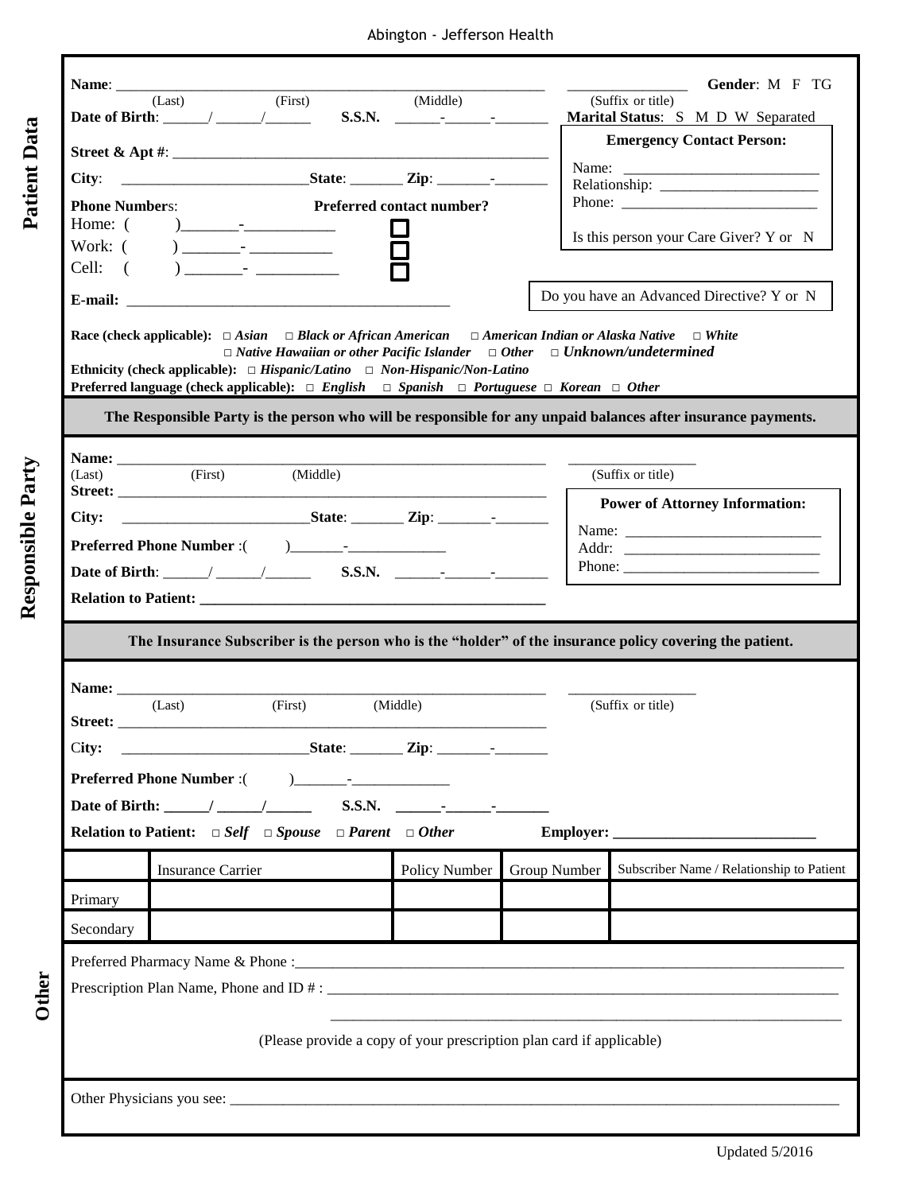Abington - Jefferson Health

## Patient Data

**Name**: ______________________________________________________ _______________ **Gender**: M F TG

(Last) (First) (Middle) (Suffix or title)

**Date of Birth**: ______/ ______/______ **S.S.N.** ______-______-_______ **Marital Status**: S M D W Separated

**Street & Apt #**: _______________________________________________

**City**: ________________________**State**: _______ **Zip**: _______-_______

**Phone Numbers**: **Preferred contact number?**

Home: ( )_______-___________ ☐

Work: ( ) _______- __________ ☐

Cell: ( ) _______- __________ ☐

**E-mail**: __________________________________________

**Emergency Contact Person:**

Name: _________________________

Relationship: _____________________

Phone: _________________________

Is this person your Care Giver? Y or N

Do you have an Advanced Directive? Y or N

**Race (check applicable):** □ *Asian* □ *Black or African American* □ *American Indian or Alaska Native* □ *White* □ *Native Hawaiian or other Pacific Islander* □ *Other* □ *Unknown/undetermined*

**Ethnicity (check applicable):** □ *Hispanic/Latino* □ *Non-Hispanic/Non-Latino*

**Preferred language (check applicable):** □ *English* □ *Spanish* □ *Portuguese* □ *Korean* □ *Other*

## Responsible Party

**The Responsible Party is the person who will be responsible for any unpaid balances after insurance payments.**

**Name:** ______________________________________________________ _________________

(Last) (First) (Middle) (Suffix or title)

**Street:** ______________________________________________________

**City:** ________________________**State**: _______ **Zip**: _______-_______

**Preferred Phone Number** :( )_______-_____________

**Date of Birth**: ______/ ______/______ **S.S.N.** ______-______-_______

**Relation to Patient:** ______________________________________________

**Power of Attorney Information:**

Name: _________________________

Addr: _________________________

Phone: _________________________

**The Insurance Subscriber is the person who is the "holder" of the insurance policy covering the patient.**

**Name:** ______________________________________________________ _________________

(Last) (First) (Middle) (Suffix or title)

**Street:** ______________________________________________________

**City:** ________________________**State**: _______ **Zip**: _______-_______

**Preferred Phone Number** :( )_______-_____________

**Date of Birth:** ______/ ______/______ **S.S.N.** ______-______-_______

**Relation to Patient:** □ *Self* □ *Spouse* □ *Parent* □ *Other* **Employer:** __________________________

| | Insurance Carrier | Policy Number | Group Number | Subscriber Name / Relationship to Patient |
|---|---|---|---|---|
| Primary | | | | |
| Secondary | | | | |

## Other

Preferred Pharmacy Name & Phone :___________________________________________________________________

Prescription Plan Name, Phone and ID # : ______________________________________________________________

______________________________________________________________

(Please provide a copy of your prescription plan card if applicable)

Other Physicians you see: ___________________________________________________________________________

Updated 5/2016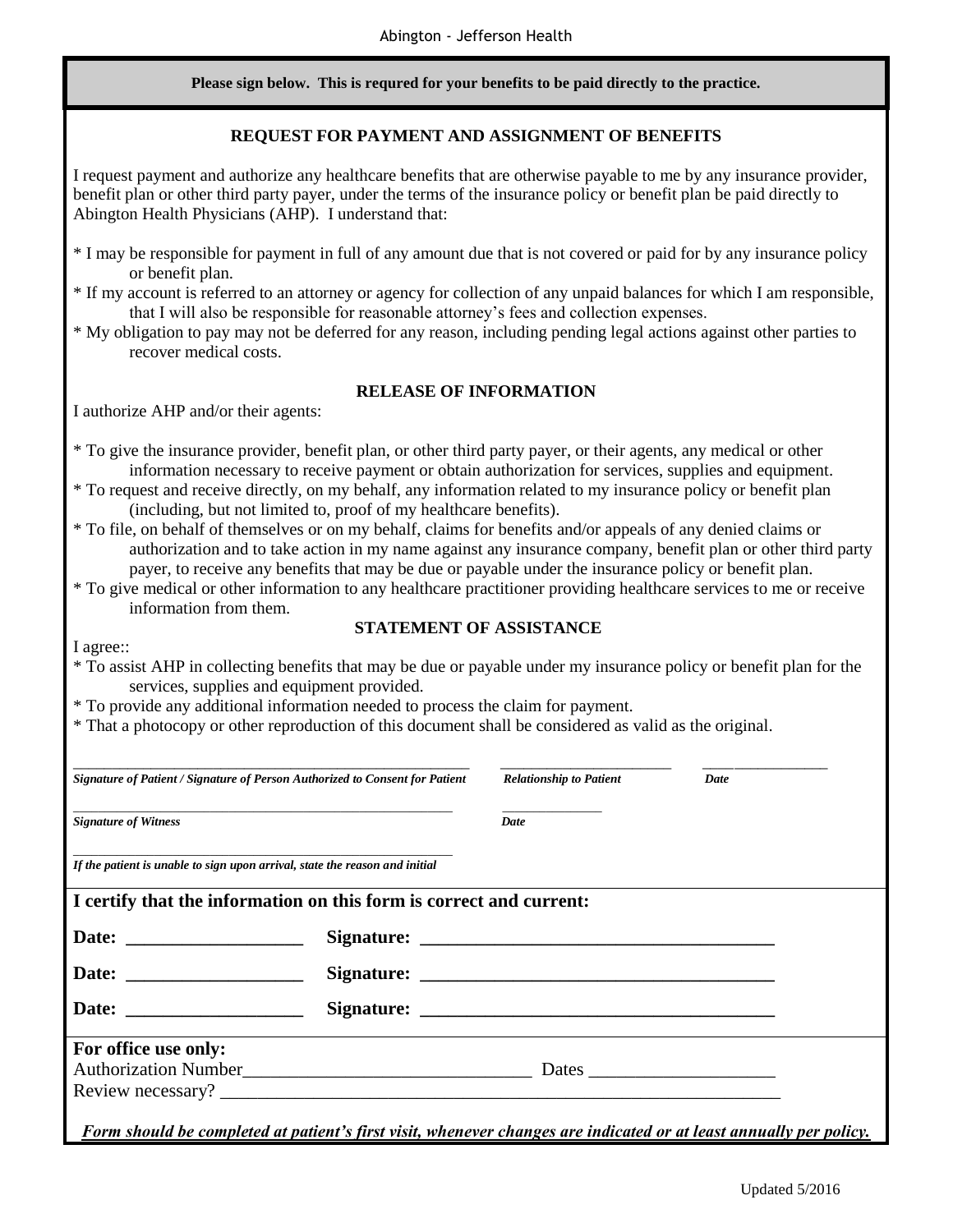**Please sign below. This is requred for your benefits to be paid directly to the practice.**

## REQUEST FOR PAYMENT AND ASSIGNMENT OF BENEFITS

I request payment and authorize any healthcare benefits that are otherwise payable to me by any insurance provider, benefit plan or other third party payer, under the terms of the insurance policy or benefit plan be paid directly to Abington Health Physicians (AHP). I understand that:

* I may be responsible for payment in full of any amount due that is not covered or paid for by any insurance policy or benefit plan.
* If my account is referred to an attorney or agency for collection of any unpaid balances for which I am responsible, that I will also be responsible for reasonable attorney's fees and collection expenses.
* My obligation to pay may not be deferred for any reason, including pending legal actions against other parties to recover medical costs.

## RELEASE OF INFORMATION

I authorize AHP and/or their agents:

* To give the insurance provider, benefit plan, or other third party payer, or their agents, any medical or other information necessary to receive payment or obtain authorization for services, supplies and equipment.
* To request and receive directly, on my behalf, any information related to my insurance policy or benefit plan (including, but not limited to, proof of my healthcare benefits).
* To file, on behalf of themselves or on my behalf, claims for benefits and/or appeals of any denied claims or authorization and to take action in my name against any insurance company, benefit plan or other third party payer, to receive any benefits that may be due or payable under the insurance policy or benefit plan.
* To give medical or other information to any healthcare practitioner providing healthcare services to me or receive information from them.

## STATEMENT OF ASSISTANCE

I agree::

* To assist AHP in collecting benefits that may be due or payable under my insurance policy or benefit plan for the services, supplies and equipment provided.
* To provide any additional information needed to process the claim for payment.
* That a photocopy or other reproduction of this document shall be considered as valid as the original.

_______________________________________________ _____________________ _______________

***Signature of Patient / Signature of Person Authorized to Consent for Patient*** ***Relationship to Patient*** ***Date***

_______________________________________________ _____________

***Signature of Witness*** ***Date***

_______________________________________________

***If the patient is unable to sign upon arrival, state the reason and initial***

**I certify that the information on this form is correct and current:**

**Date: ___________________ Signature: ______________________________________**

**Date: ___________________ Signature: ______________________________________**

**Date: ___________________ Signature: ______________________________________**

**For office use only:**

Authorization Number_______________________________ Dates ____________________

Review necessary? _____________________________________________________________

***Form should be completed at patient's first visit, whenever changes are indicated or at least annually per policy.***

Updated 5/2016